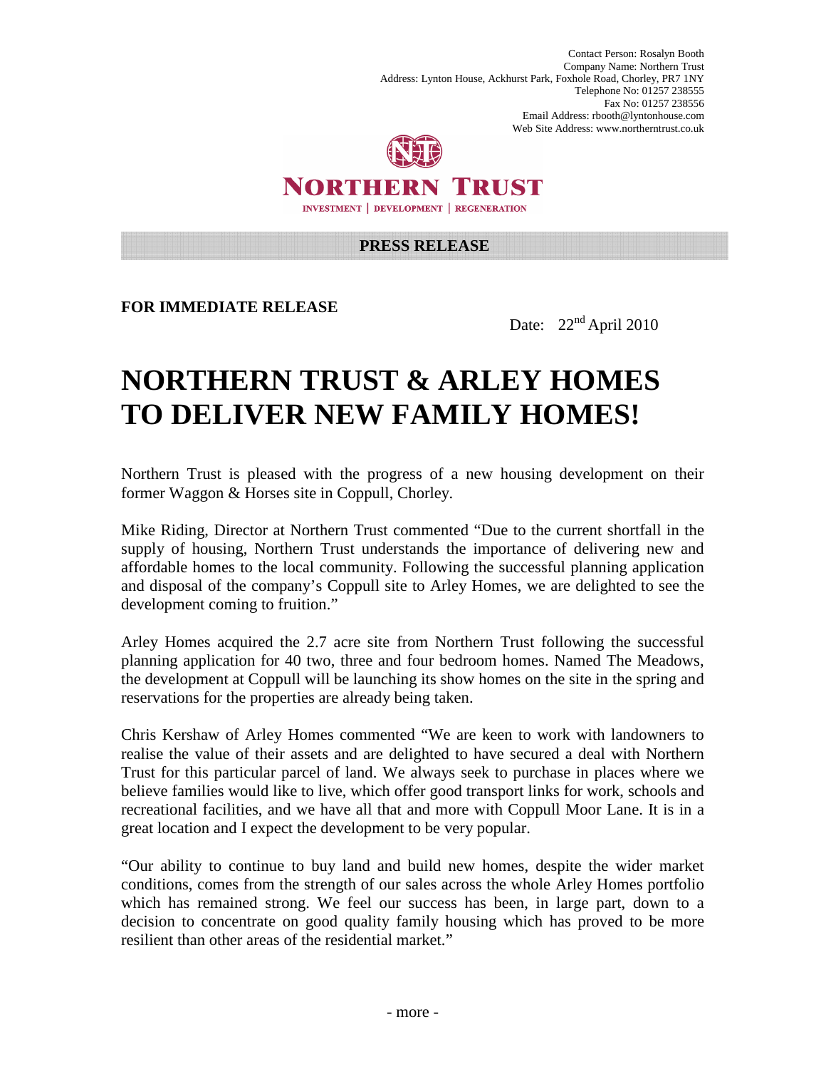Contact Person: Rosalyn Booth
Company Name: Northern Trust
Address: Lynton House, Ackhurst Park, Foxhole Road, Chorley, PR7 1NY
Telephone No: 01257 238555
Fax No: 01257 238556
Email Address: rbooth@lyntonhouse.com
Web Site Address: www.northerntrust.co.uk

**NORTHERN TRUST**

INVESTMENT | DEVELOPMENT | REGENERATION

**PRESS RELEASE**

**FOR IMMEDIATE RELEASE**

Date: 22nd April 2010

# NORTHERN TRUST & ARLEY HOMES TO DELIVER NEW FAMILY HOMES!

Northern Trust is pleased with the progress of a new housing development on their former Waggon & Horses site in Coppull, Chorley.

Mike Riding, Director at Northern Trust commented "Due to the current shortfall in the supply of housing, Northern Trust understands the importance of delivering new and affordable homes to the local community. Following the successful planning application and disposal of the company's Coppull site to Arley Homes, we are delighted to see the development coming to fruition."

Arley Homes acquired the 2.7 acre site from Northern Trust following the successful planning application for 40 two, three and four bedroom homes. Named The Meadows, the development at Coppull will be launching its show homes on the site in the spring and reservations for the properties are already being taken.

Chris Kershaw of Arley Homes commented "We are keen to work with landowners to realise the value of their assets and are delighted to have secured a deal with Northern Trust for this particular parcel of land. We always seek to purchase in places where we believe families would like to live, which offer good transport links for work, schools and recreational facilities, and we have all that and more with Coppull Moor Lane. It is in a great location and I expect the development to be very popular.

"Our ability to continue to buy land and build new homes, despite the wider market conditions, comes from the strength of our sales across the whole Arley Homes portfolio which has remained strong. We feel our success has been, in large part, down to a decision to concentrate on good quality family housing which has proved to be more resilient than other areas of the residential market."

- more -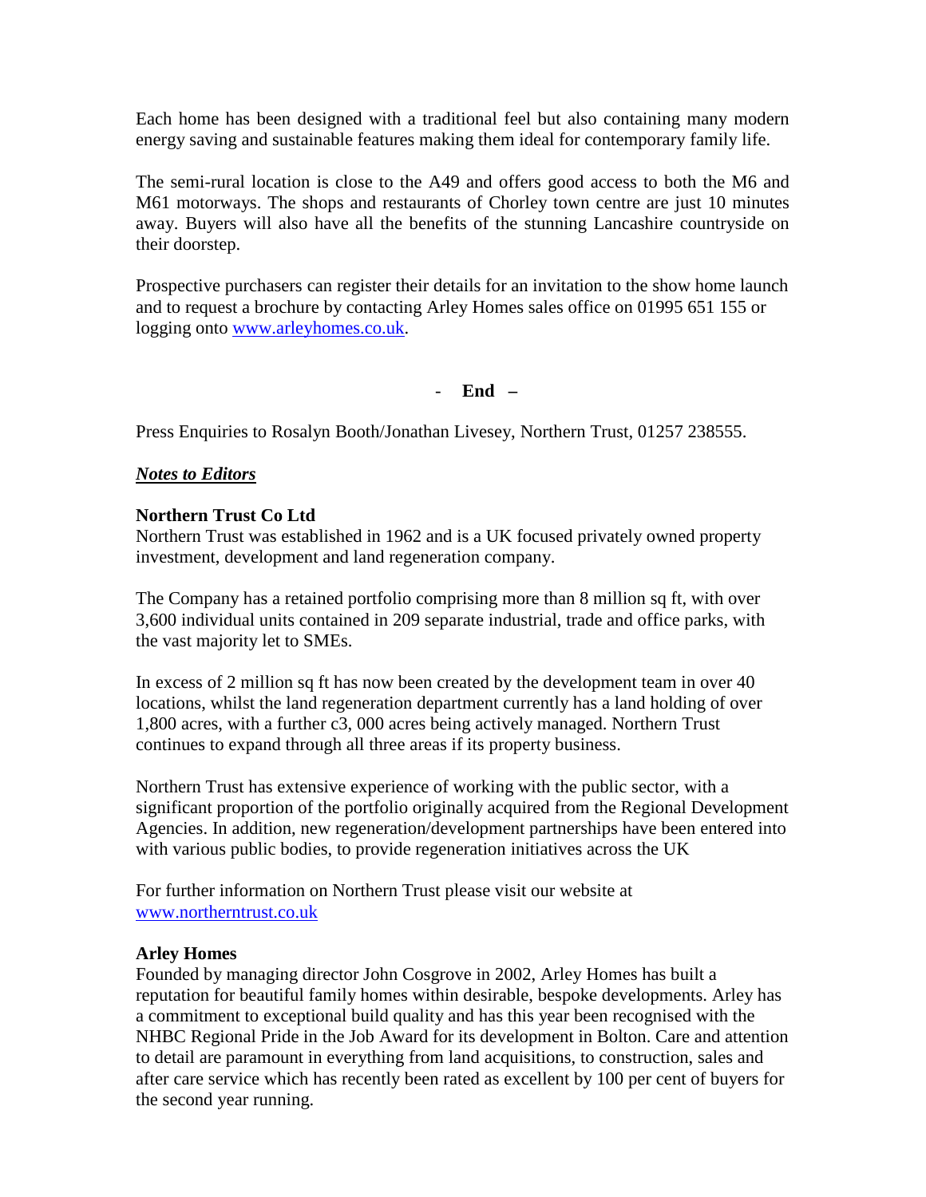Each home has been designed with a traditional feel but also containing many modern energy saving and sustainable features making them ideal for contemporary family life.

The semi-rural location is close to the A49 and offers good access to both the M6 and M61 motorways. The shops and restaurants of Chorley town centre are just 10 minutes away. Buyers will also have all the benefits of the stunning Lancashire countryside on their doorstep.

Prospective purchasers can register their details for an invitation to the show home launch and to request a brochure by contacting Arley Homes sales office on 01995 651 155 or logging onto www.arleyhomes.co.uk.

- **End –**

Press Enquiries to Rosalyn Booth/Jonathan Livesey, Northern Trust, 01257 238555.

***Notes to Editors***

**Northern Trust Co Ltd**

Northern Trust was established in 1962 and is a UK focused privately owned property investment, development and land regeneration company.

The Company has a retained portfolio comprising more than 8 million sq ft, with over 3,600 individual units contained in 209 separate industrial, trade and office parks, with the vast majority let to SMEs.

In excess of 2 million sq ft has now been created by the development team in over 40 locations, whilst the land regeneration department currently has a land holding of over 1,800 acres, with a further c3, 000 acres being actively managed. Northern Trust continues to expand through all three areas if its property business.

Northern Trust has extensive experience of working with the public sector, with a significant proportion of the portfolio originally acquired from the Regional Development Agencies. In addition, new regeneration/development partnerships have been entered into with various public bodies, to provide regeneration initiatives across the UK

For further information on Northern Trust please visit our website at www.northerntrust.co.uk

**Arley Homes**

Founded by managing director John Cosgrove in 2002, Arley Homes has built a reputation for beautiful family homes within desirable, bespoke developments. Arley has a commitment to exceptional build quality and has this year been recognised with the NHBC Regional Pride in the Job Award for its development in Bolton. Care and attention to detail are paramount in everything from land acquisitions, to construction, sales and after care service which has recently been rated as excellent by 100 per cent of buyers for the second year running.